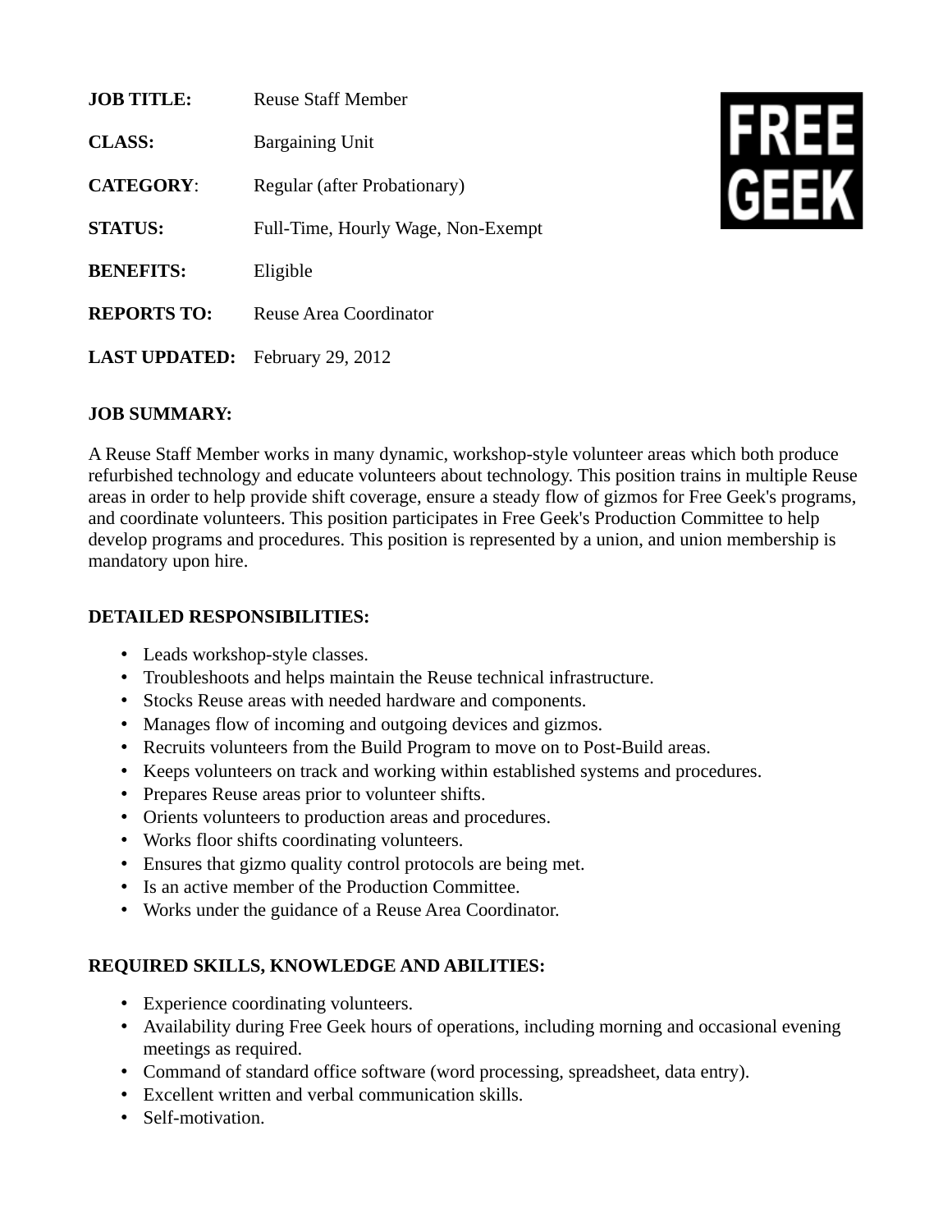**JOB TITLE:** Reuse Staff Member

**CLASS:** Bargaining Unit

**CATEGORY**: Regular (after Probationary)

**STATUS:** Full-Time, Hourly Wage, Non-Exempt

**BENEFITS:** Eligible

**REPORTS TO:** Reuse Area Coordinator

**LAST UPDATED:** February 29, 2012

FREE GEEK

## JOB SUMMARY:

A Reuse Staff Member works in many dynamic, workshop-style volunteer areas which both produce refurbished technology and educate volunteers about technology. This position trains in multiple Reuse areas in order to help provide shift coverage, ensure a steady flow of gizmos for Free Geek's programs, and coordinate volunteers. This position participates in Free Geek's Production Committee to help develop programs and procedures. This position is represented by a union, and union membership is mandatory upon hire.

## DETAILED RESPONSIBILITIES:

- Leads workshop-style classes.
- Troubleshoots and helps maintain the Reuse technical infrastructure.
- Stocks Reuse areas with needed hardware and components.
- Manages flow of incoming and outgoing devices and gizmos.
- Recruits volunteers from the Build Program to move on to Post-Build areas.
- Keeps volunteers on track and working within established systems and procedures.
- Prepares Reuse areas prior to volunteer shifts.
- Orients volunteers to production areas and procedures.
- Works floor shifts coordinating volunteers.
- Ensures that gizmo quality control protocols are being met.
- Is an active member of the Production Committee.
- Works under the guidance of a Reuse Area Coordinator.

## REQUIRED SKILLS, KNOWLEDGE AND ABILITIES:

- Experience coordinating volunteers.
- Availability during Free Geek hours of operations, including morning and occasional evening meetings as required.
- Command of standard office software (word processing, spreadsheet, data entry).
- Excellent written and verbal communication skills.
- Self-motivation.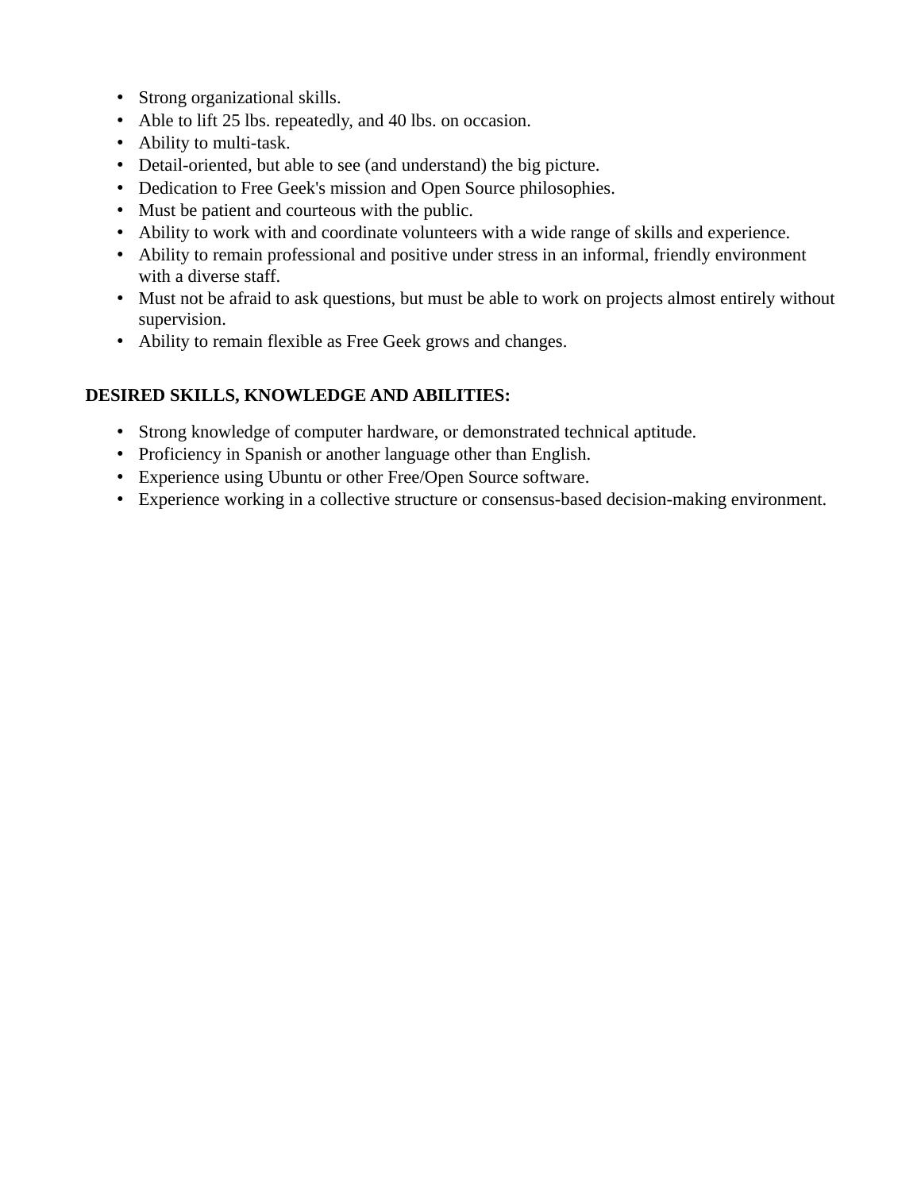- Strong organizational skills.
- Able to lift 25 lbs. repeatedly, and 40 lbs. on occasion.
- Ability to multi-task.
- Detail-oriented, but able to see (and understand) the big picture.
- Dedication to Free Geek's mission and Open Source philosophies.
- Must be patient and courteous with the public.
- Ability to work with and coordinate volunteers with a wide range of skills and experience.
- Ability to remain professional and positive under stress in an informal, friendly environment with a diverse staff.
- Must not be afraid to ask questions, but must be able to work on projects almost entirely without supervision.
- Ability to remain flexible as Free Geek grows and changes.

**DESIRED SKILLS, KNOWLEDGE AND ABILITIES:**

- Strong knowledge of computer hardware, or demonstrated technical aptitude.
- Proficiency in Spanish or another language other than English.
- Experience using Ubuntu or other Free/Open Source software.
- Experience working in a collective structure or consensus-based decision-making environment.